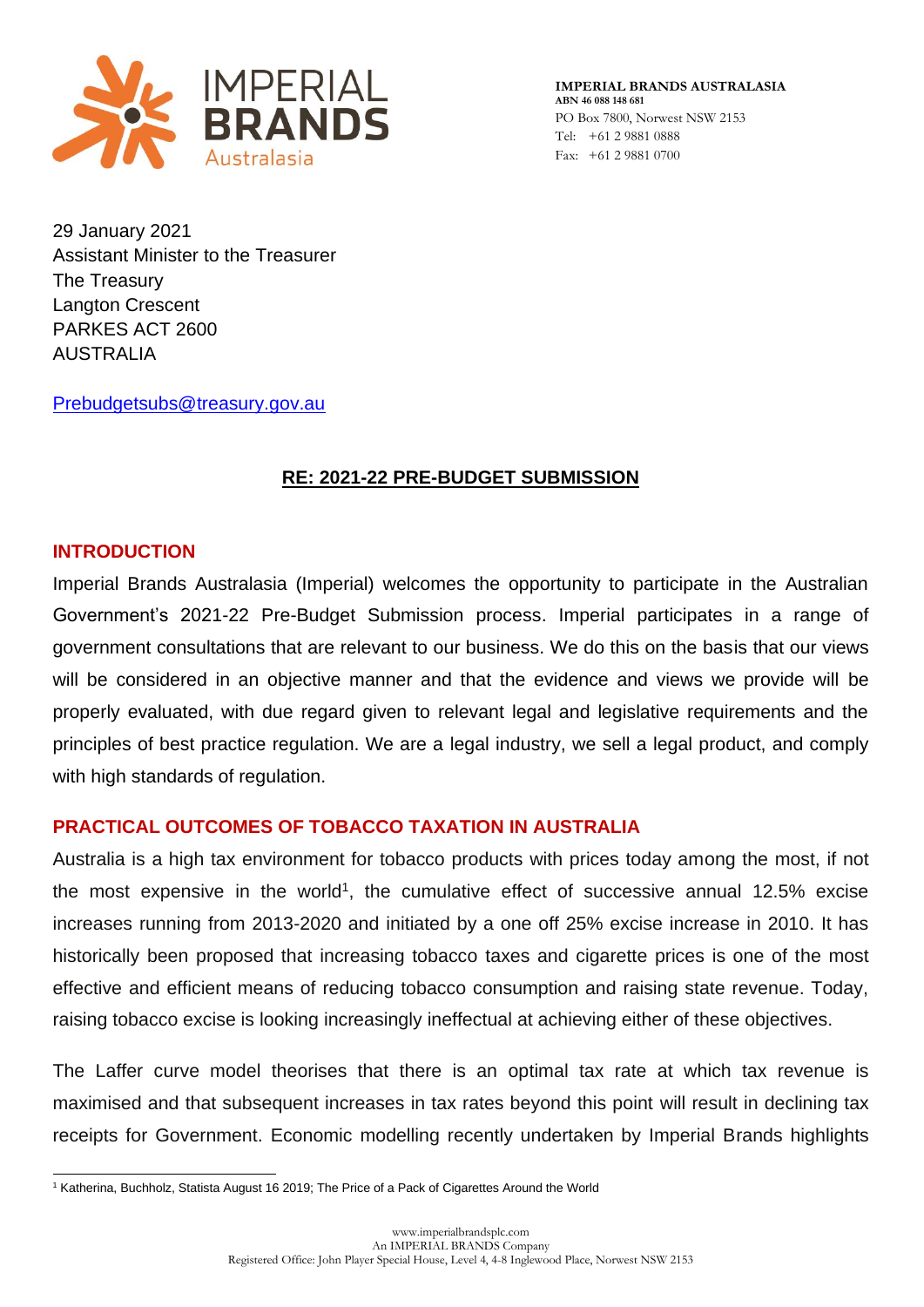**IMPERIAL BRANDS AUSTRALASIA**
**ABN 46 088 148 681**
PO Box 7800, Norwest NSW 2153
Tel: +61 2 9881 0888
Fax: +61 2 9881 0700

29 January 2021
Assistant Minister to the Treasurer
The Treasury
Langton Crescent
PARKES ACT 2600
AUSTRALIA

Prebudgetsubs@treasury.gov.au

## RE: 2021-22 PRE-BUDGET SUBMISSION

### INTRODUCTION

Imperial Brands Australasia (Imperial) welcomes the opportunity to participate in the Australian Government's 2021-22 Pre-Budget Submission process. Imperial participates in a range of government consultations that are relevant to our business. We do this on the basis that our views will be considered in an objective manner and that the evidence and views we provide will be properly evaluated, with due regard given to relevant legal and legislative requirements and the principles of best practice regulation. We are a legal industry, we sell a legal product, and comply with high standards of regulation.

### PRACTICAL OUTCOMES OF TOBACCO TAXATION IN AUSTRALIA

Australia is a high tax environment for tobacco products with prices today among the most, if not the most expensive in the world[1], the cumulative effect of successive annual 12.5% excise increases running from 2013-2020 and initiated by a one off 25% excise increase in 2010. It has historically been proposed that increasing tobacco taxes and cigarette prices is one of the most effective and efficient means of reducing tobacco consumption and raising state revenue. Today, raising tobacco excise is looking increasingly ineffectual at achieving either of these objectives.

The Laffer curve model theorises that there is an optimal tax rate at which tax revenue is maximised and that subsequent increases in tax rates beyond this point will result in declining tax receipts for Government. Economic modelling recently undertaken by Imperial Brands highlights

---

[1] Katherina, Buchholz, Statista August 16 2019; The Price of a Pack of Cigarettes Around the World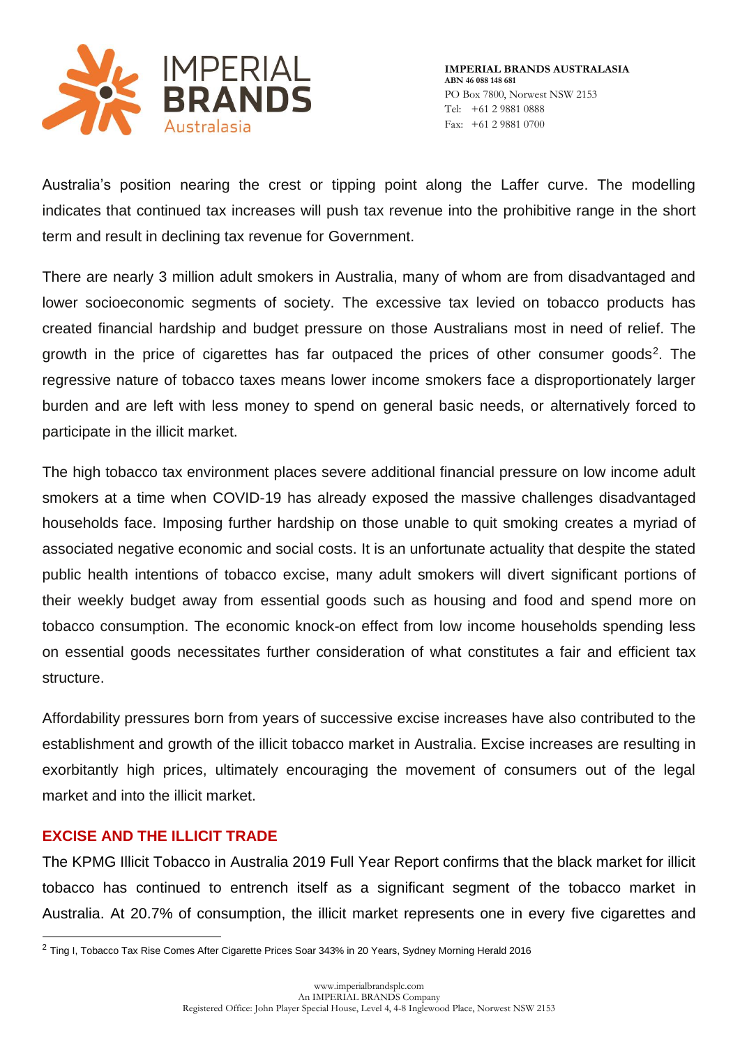Australia's position nearing the crest or tipping point along the Laffer curve. The modelling indicates that continued tax increases will push tax revenue into the prohibitive range in the short term and result in declining tax revenue for Government.

There are nearly 3 million adult smokers in Australia, many of whom are from disadvantaged and lower socioeconomic segments of society. The excessive tax levied on tobacco products has created financial hardship and budget pressure on those Australians most in need of relief. The growth in the price of cigarettes has far outpaced the prices of other consumer goods[2]. The regressive nature of tobacco taxes means lower income smokers face a disproportionately larger burden and are left with less money to spend on general basic needs, or alternatively forced to participate in the illicit market.

The high tobacco tax environment places severe additional financial pressure on low income adult smokers at a time when COVID-19 has already exposed the massive challenges disadvantaged households face. Imposing further hardship on those unable to quit smoking creates a myriad of associated negative economic and social costs. It is an unfortunate actuality that despite the stated public health intentions of tobacco excise, many adult smokers will divert significant portions of their weekly budget away from essential goods such as housing and food and spend more on tobacco consumption. The economic knock-on effect from low income households spending less on essential goods necessitates further consideration of what constitutes a fair and efficient tax structure.

Affordability pressures born from years of successive excise increases have also contributed to the establishment and growth of the illicit tobacco market in Australia. Excise increases are resulting in exorbitantly high prices, ultimately encouraging the movement of consumers out of the legal market and into the illicit market.

## EXCISE AND THE ILLICIT TRADE

The KPMG Illicit Tobacco in Australia 2019 Full Year Report confirms that the black market for illicit tobacco has continued to entrench itself as a significant segment of the tobacco market in Australia. At 20.7% of consumption, the illicit market represents one in every five cigarettes and

[2] Ting I, Tobacco Tax Rise Comes After Cigarette Prices Soar 343% in 20 Years, Sydney Morning Herald 2016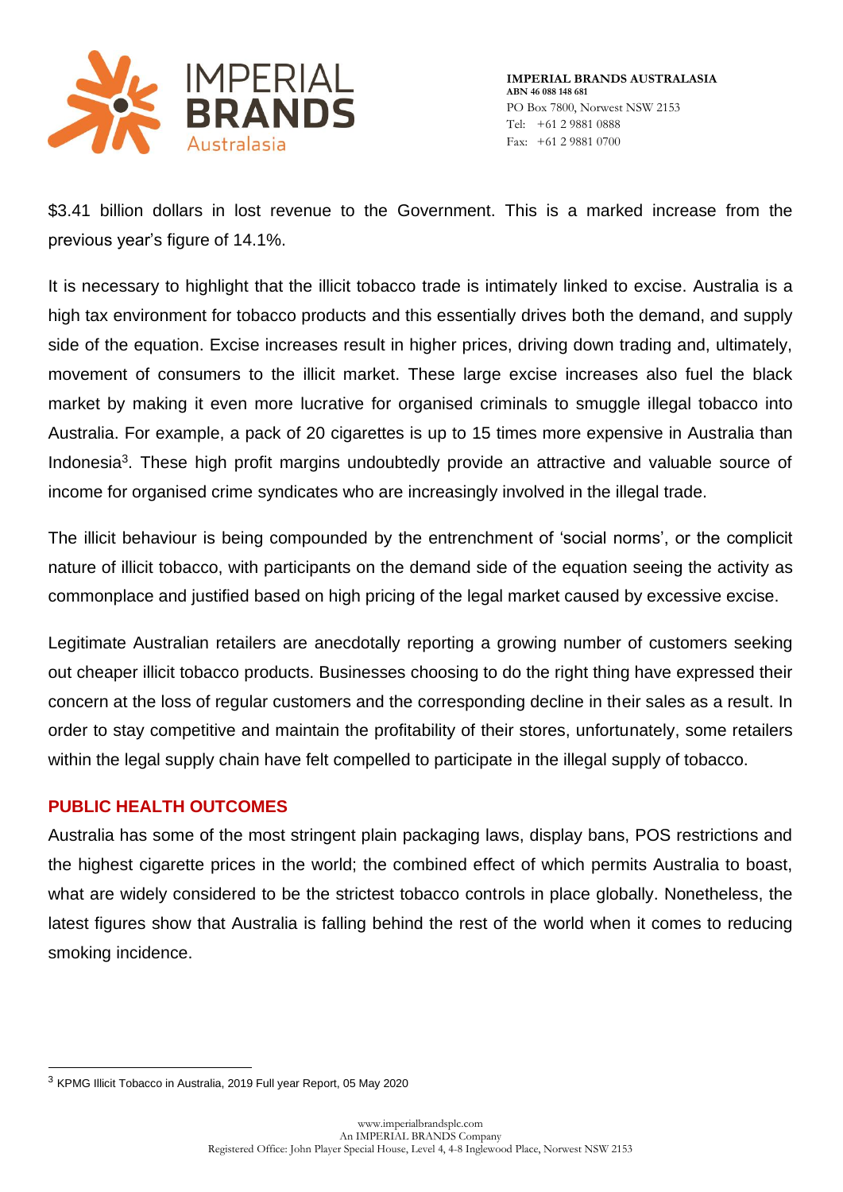$3.41 billion dollars in lost revenue to the Government. This is a marked increase from the previous year's figure of 14.1%.

It is necessary to highlight that the illicit tobacco trade is intimately linked to excise. Australia is a high tax environment for tobacco products and this essentially drives both the demand, and supply side of the equation. Excise increases result in higher prices, driving down trading and, ultimately, movement of consumers to the illicit market. These large excise increases also fuel the black market by making it even more lucrative for organised criminals to smuggle illegal tobacco into Australia. For example, a pack of 20 cigarettes is up to 15 times more expensive in Australia than Indonesia[3]. These high profit margins undoubtedly provide an attractive and valuable source of income for organised crime syndicates who are increasingly involved in the illegal trade.

The illicit behaviour is being compounded by the entrenchment of 'social norms', or the complicit nature of illicit tobacco, with participants on the demand side of the equation seeing the activity as commonplace and justified based on high pricing of the legal market caused by excessive excise.

Legitimate Australian retailers are anecdotally reporting a growing number of customers seeking out cheaper illicit tobacco products. Businesses choosing to do the right thing have expressed their concern at the loss of regular customers and the corresponding decline in their sales as a result. In order to stay competitive and maintain the profitability of their stores, unfortunately, some retailers within the legal supply chain have felt compelled to participate in the illegal supply of tobacco.

## PUBLIC HEALTH OUTCOMES

Australia has some of the most stringent plain packaging laws, display bans, POS restrictions and the highest cigarette prices in the world; the combined effect of which permits Australia to boast, what are widely considered to be the strictest tobacco controls in place globally. Nonetheless, the latest figures show that Australia is falling behind the rest of the world when it comes to reducing smoking incidence.

[3] KPMG Illicit Tobacco in Australia, 2019 Full year Report, 05 May 2020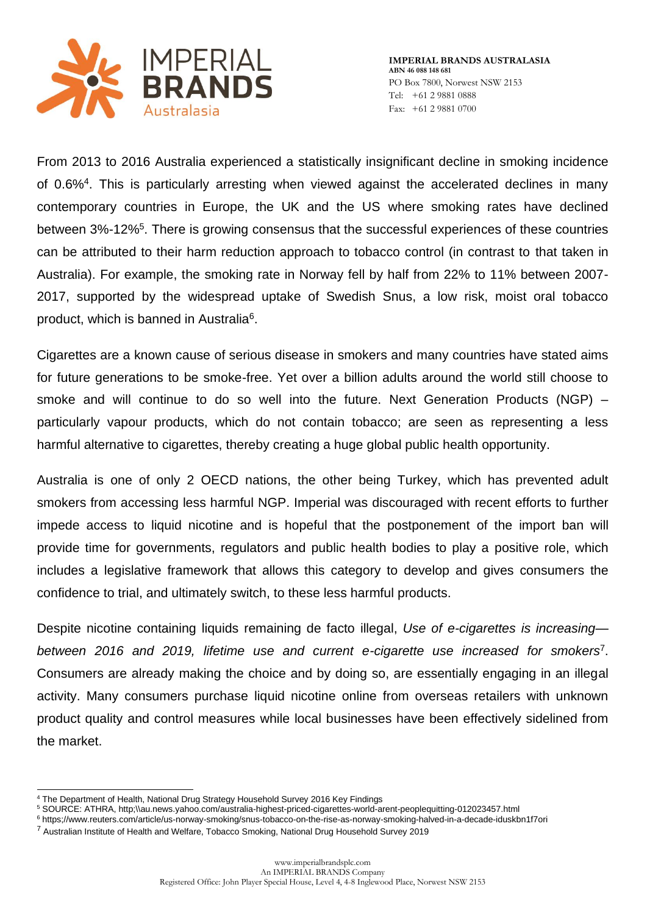From 2013 to 2016 Australia experienced a statistically insignificant decline in smoking incidence of 0.6%[4]. This is particularly arresting when viewed against the accelerated declines in many contemporary countries in Europe, the UK and the US where smoking rates have declined between 3%-12%[5]. There is growing consensus that the successful experiences of these countries can be attributed to their harm reduction approach to tobacco control (in contrast to that taken in Australia). For example, the smoking rate in Norway fell by half from 22% to 11% between 2007-2017, supported by the widespread uptake of Swedish Snus, a low risk, moist oral tobacco product, which is banned in Australia[6].

Cigarettes are a known cause of serious disease in smokers and many countries have stated aims for future generations to be smoke-free. Yet over a billion adults around the world still choose to smoke and will continue to do so well into the future. Next Generation Products (NGP) – particularly vapour products, which do not contain tobacco; are seen as representing a less harmful alternative to cigarettes, thereby creating a huge global public health opportunity.

Australia is one of only 2 OECD nations, the other being Turkey, which has prevented adult smokers from accessing less harmful NGP. Imperial was discouraged with recent efforts to further impede access to liquid nicotine and is hopeful that the postponement of the import ban will provide time for governments, regulators and public health bodies to play a positive role, which includes a legislative framework that allows this category to develop and gives consumers the confidence to trial, and ultimately switch, to these less harmful products.

Despite nicotine containing liquids remaining de facto illegal, *Use of e-cigarettes is increasing—between 2016 and 2019, lifetime use and current e-cigarette use increased for smokers*[7]. Consumers are already making the choice and by doing so, are essentially engaging in an illegal activity. Many consumers purchase liquid nicotine online from overseas retailers with unknown product quality and control measures while local businesses have been effectively sidelined from the market.

---

[4] The Department of Health, National Drug Strategy Household Survey 2016 Key Findings

[5] SOURCE: ATHRA, http;\\au.news.yahoo.com/australia-highest-priced-cigarettes-world-arent-peoplequitting-012023457.html

[6] https;//www.reuters.com/article/us-norway-smoking/snus-tobacco-on-the-rise-as-norway-smoking-halved-in-a-decade-iduskbn1f7ori

[7] Australian Institute of Health and Welfare, Tobacco Smoking, National Drug Household Survey 2019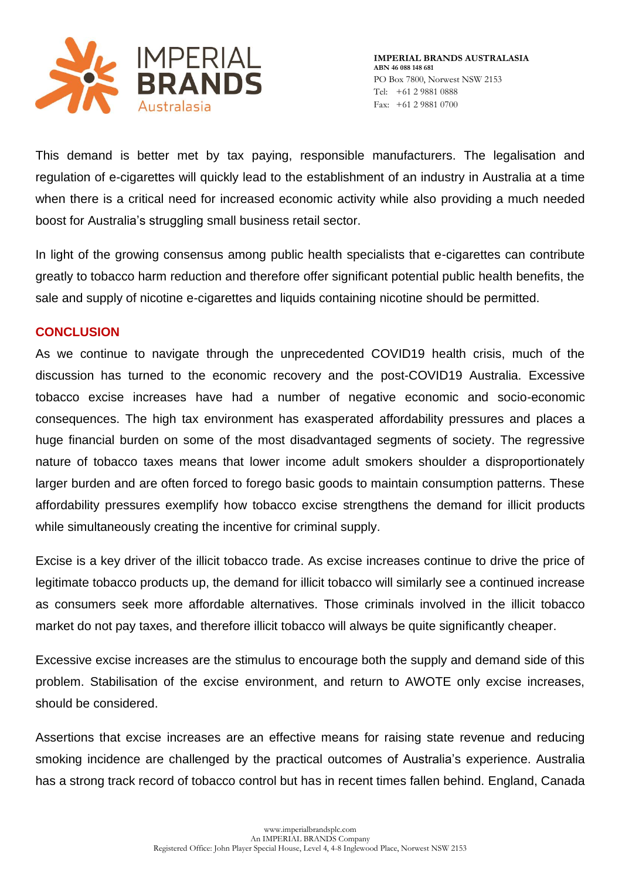This demand is better met by tax paying, responsible manufacturers. The legalisation and regulation of e-cigarettes will quickly lead to the establishment of an industry in Australia at a time when there is a critical need for increased economic activity while also providing a much needed boost for Australia's struggling small business retail sector.

In light of the growing consensus among public health specialists that e-cigarettes can contribute greatly to tobacco harm reduction and therefore offer significant potential public health benefits, the sale and supply of nicotine e-cigarettes and liquids containing nicotine should be permitted.

## CONCLUSION

As we continue to navigate through the unprecedented COVID19 health crisis, much of the discussion has turned to the economic recovery and the post-COVID19 Australia. Excessive tobacco excise increases have had a number of negative economic and socio-economic consequences. The high tax environment has exasperated affordability pressures and places a huge financial burden on some of the most disadvantaged segments of society. The regressive nature of tobacco taxes means that lower income adult smokers shoulder a disproportionately larger burden and are often forced to forego basic goods to maintain consumption patterns. These affordability pressures exemplify how tobacco excise strengthens the demand for illicit products while simultaneously creating the incentive for criminal supply.

Excise is a key driver of the illicit tobacco trade. As excise increases continue to drive the price of legitimate tobacco products up, the demand for illicit tobacco will similarly see a continued increase as consumers seek more affordable alternatives. Those criminals involved in the illicit tobacco market do not pay taxes, and therefore illicit tobacco will always be quite significantly cheaper.

Excessive excise increases are the stimulus to encourage both the supply and demand side of this problem. Stabilisation of the excise environment, and return to AWOTE only excise increases, should be considered.

Assertions that excise increases are an effective means for raising state revenue and reducing smoking incidence are challenged by the practical outcomes of Australia's experience. Australia has a strong track record of tobacco control but has in recent times fallen behind. England, Canada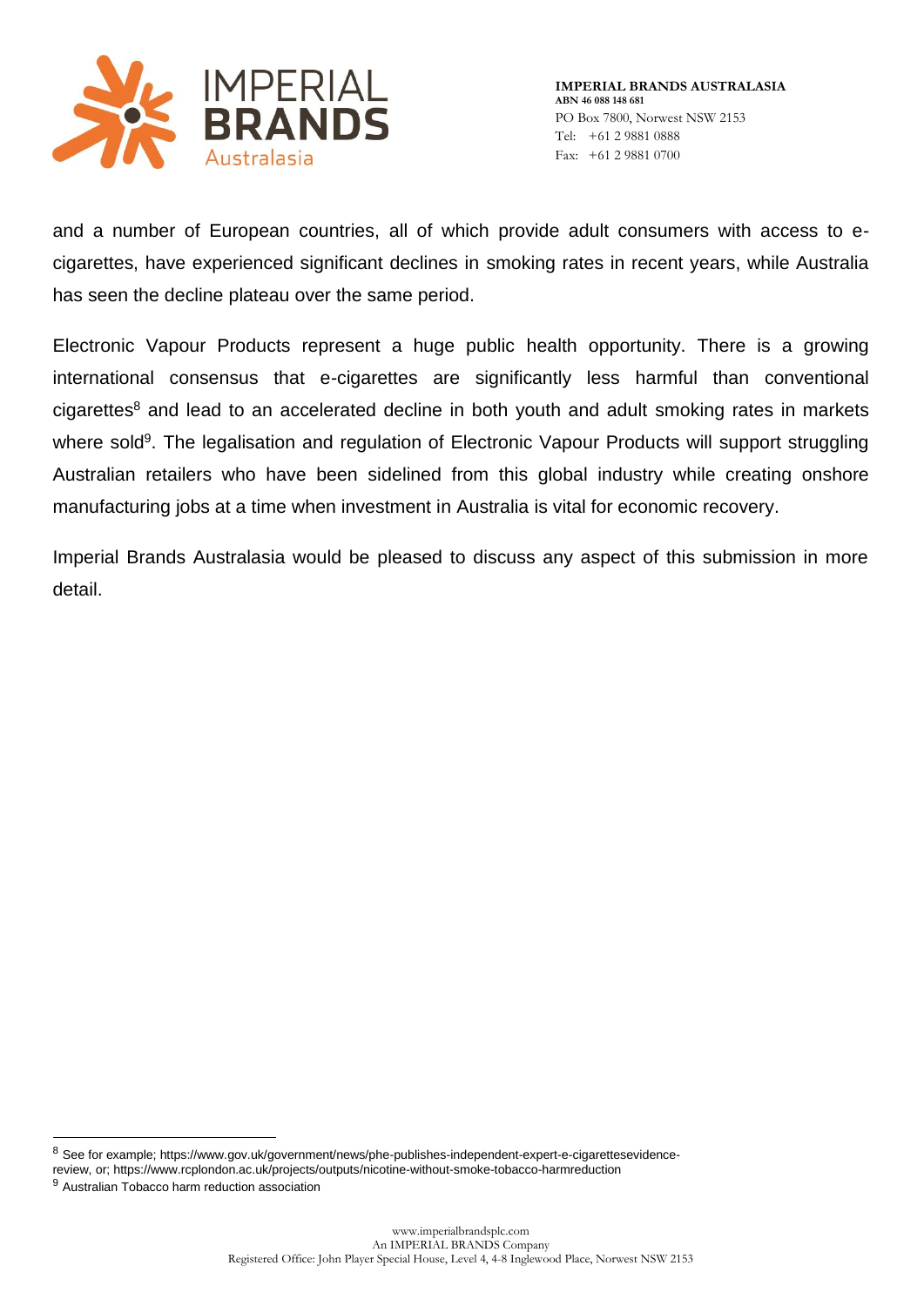and a number of European countries, all of which provide adult consumers with access to e-cigarettes, have experienced significant declines in smoking rates in recent years, while Australia has seen the decline plateau over the same period.

Electronic Vapour Products represent a huge public health opportunity. There is a growing international consensus that e-cigarettes are significantly less harmful than conventional cigarettes[8] and lead to an accelerated decline in both youth and adult smoking rates in markets where sold[9]. The legalisation and regulation of Electronic Vapour Products will support struggling Australian retailers who have been sidelined from this global industry while creating onshore manufacturing jobs at a time when investment in Australia is vital for economic recovery.

Imperial Brands Australasia would be pleased to discuss any aspect of this submission in more detail.

---

[8] See for example; https://www.gov.uk/government/news/phe-publishes-independent-expert-e-cigarettesevidence-review, or; https://www.rcplondon.ac.uk/projects/outputs/nicotine-without-smoke-tobacco-harmreduction

[9] Australian Tobacco harm reduction association